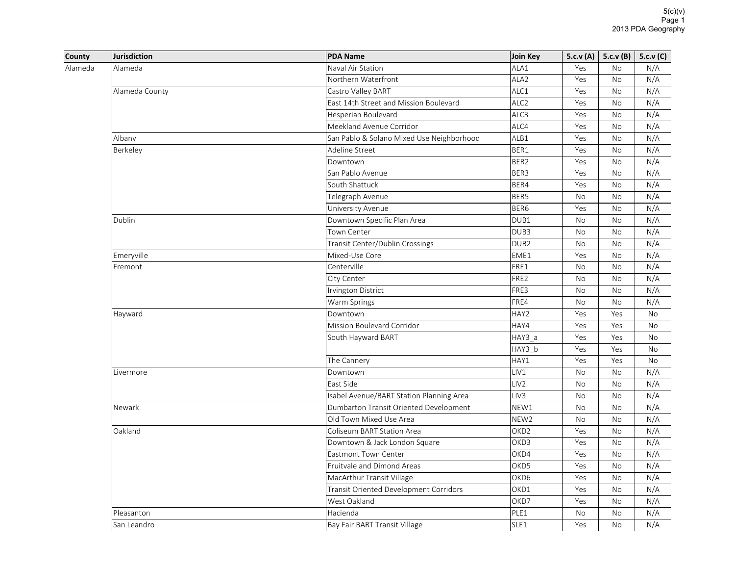| County | Jurisdiction | PDA Name | Join Key | 5.c.v (A) | 5.c.v (B) | 5.c.v (C) |
|---|---|---|---|---|---|---|
| Alameda | Alameda | Naval Air Station | ALA1 | Yes | No | N/A |
| | | Northern Waterfront | ALA2 | Yes | No | N/A |
| | Alameda County | Castro Valley BART | ALC1 | Yes | No | N/A |
| | | East 14th Street and Mission Boulevard | ALC2 | Yes | No | N/A |
| | | Hesperian Boulevard | ALC3 | Yes | No | N/A |
| | | Meekland Avenue Corridor | ALC4 | Yes | No | N/A |
| | Albany | San Pablo & Solano Mixed Use Neighborhood | ALB1 | Yes | No | N/A |
| | Berkeley | Adeline Street | BER1 | Yes | No | N/A |
| | | Downtown | BER2 | Yes | No | N/A |
| | | San Pablo Avenue | BER3 | Yes | No | N/A |
| | | South Shattuck | BER4 | Yes | No | N/A |
| | | Telegraph Avenue | BER5 | No | No | N/A |
| | | University Avenue | BER6 | Yes | No | N/A |
| | Dublin | Downtown Specific Plan Area | DUB1 | No | No | N/A |
| | | Town Center | DUB3 | No | No | N/A |
| | | Transit Center/Dublin Crossings | DUB2 | No | No | N/A |
| | Emeryville | Mixed-Use Core | EME1 | Yes | No | N/A |
| | Fremont | Centerville | FRE1 | No | No | N/A |
| | | City Center | FRE2 | No | No | N/A |
| | | Irvington District | FRE3 | No | No | N/A |
| | | Warm Springs | FRE4 | No | No | N/A |
| | Hayward | Downtown | HAY2 | Yes | Yes | No |
| | | Mission Boulevard Corridor | HAY4 | Yes | Yes | No |
| | | South Hayward BART | HAY3_a | Yes | Yes | No |
| | | | HAY3_b | Yes | Yes | No |
| | | The Cannery | HAY1 | Yes | Yes | No |
| | Livermore | Downtown | LIV1 | No | No | N/A |
| | | East Side | LIV2 | No | No | N/A |
| | | Isabel Avenue/BART Station Planning Area | LIV3 | No | No | N/A |
| | Newark | Dumbarton Transit Oriented Development | NEW1 | No | No | N/A |
| | | Old Town Mixed Use Area | NEW2 | No | No | N/A |
| | Oakland | Coliseum BART Station Area | OKD2 | Yes | No | N/A |
| | | Downtown & Jack London Square | OKD3 | Yes | No | N/A |
| | | Eastmont Town Center | OKD4 | Yes | No | N/A |
| | | Fruitvale and Dimond Areas | OKD5 | Yes | No | N/A |
| | | MacArthur Transit Village | OKD6 | Yes | No | N/A |
| | | Transit Oriented Development Corridors | OKD1 | Yes | No | N/A |
| | | West Oakland | OKD7 | Yes | No | N/A |
| | Pleasanton | Hacienda | PLE1 | No | No | N/A |
| | San Leandro | Bay Fair BART Transit Village | SLE1 | Yes | No | N/A |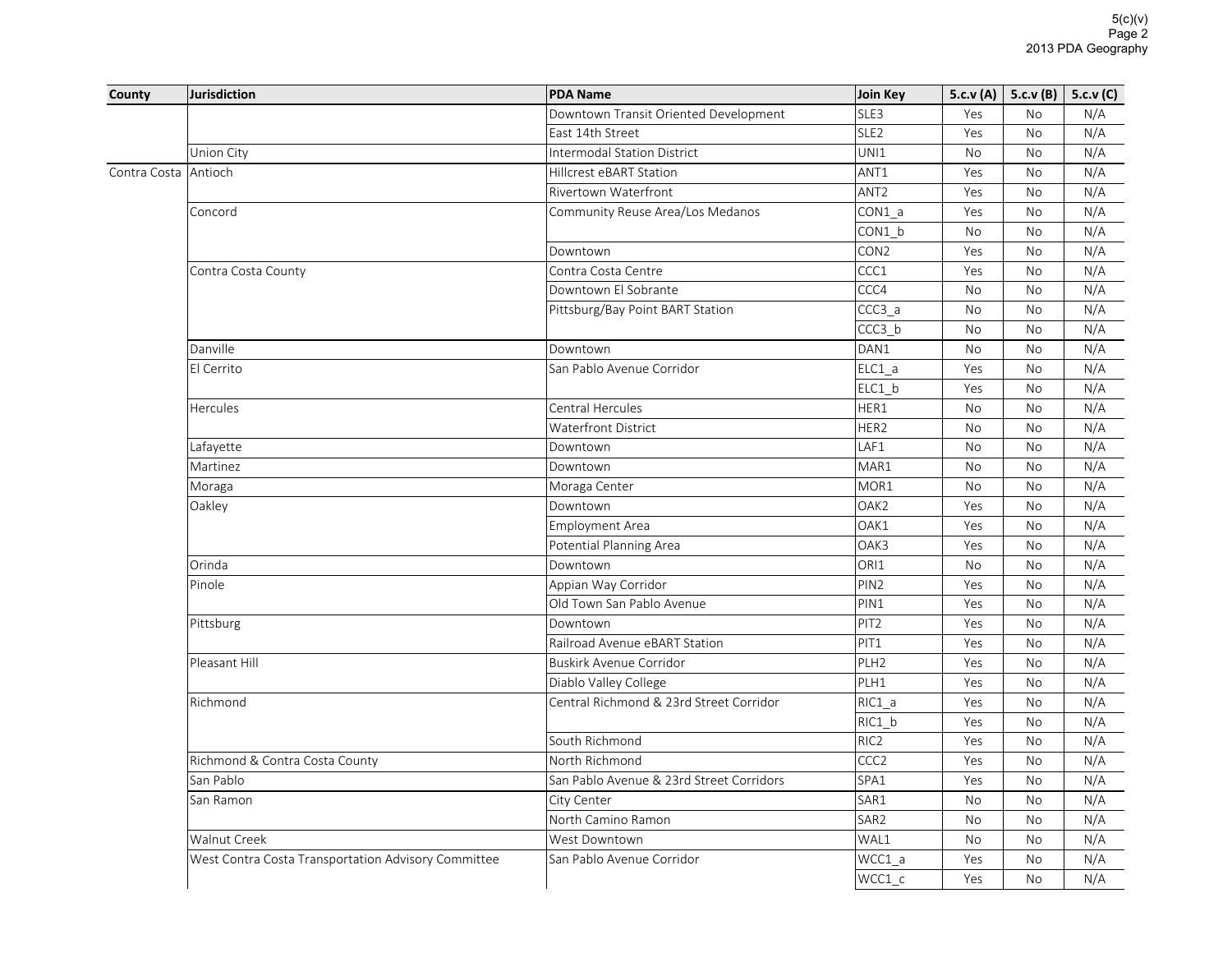| County | Jurisdiction | PDA Name | Join Key | 5.c.v (A) | 5.c.v (B) | 5.c.v (C) |
|---|---|---|---|---|---|---|
| | | Downtown Transit Oriented Development | SLE3 | Yes | No | N/A |
| | | East 14th Street | SLE2 | Yes | No | N/A |
| | Union City | Intermodal Station District | UNI1 | No | No | N/A |
| Contra Costa | Antioch | Hillcrest eBART Station | ANT1 | Yes | No | N/A |
| | | Rivertown Waterfront | ANT2 | Yes | No | N/A |
| | Concord | Community Reuse Area/Los Medanos | CON1_a | Yes | No | N/A |
| | | | CON1_b | No | No | N/A |
| | | Downtown | CON2 | Yes | No | N/A |
| | Contra Costa County | Contra Costa Centre | CCC1 | Yes | No | N/A |
| | | Downtown El Sobrante | CCC4 | No | No | N/A |
| | | Pittsburg/Bay Point BART Station | CCC3_a | No | No | N/A |
| | | | CCC3_b | No | No | N/A |
| | Danville | Downtown | DAN1 | No | No | N/A |
| | El Cerrito | San Pablo Avenue Corridor | ELC1_a | Yes | No | N/A |
| | | | ELC1_b | Yes | No | N/A |
| | Hercules | Central Hercules | HER1 | No | No | N/A |
| | | Waterfront District | HER2 | No | No | N/A |
| | Lafayette | Downtown | LAF1 | No | No | N/A |
| | Martinez | Downtown | MAR1 | No | No | N/A |
| | Moraga | Moraga Center | MOR1 | No | No | N/A |
| | Oakley | Downtown | OAK2 | Yes | No | N/A |
| | | Employment Area | OAK1 | Yes | No | N/A |
| | | Potential Planning Area | OAK3 | Yes | No | N/A |
| | Orinda | Downtown | ORI1 | No | No | N/A |
| | Pinole | Appian Way Corridor | PIN2 | Yes | No | N/A |
| | | Old Town San Pablo Avenue | PIN1 | Yes | No | N/A |
| | Pittsburg | Downtown | PIT2 | Yes | No | N/A |
| | | Railroad Avenue eBART Station | PIT1 | Yes | No | N/A |
| | Pleasant Hill | Buskirk Avenue Corridor | PLH2 | Yes | No | N/A |
| | | Diablo Valley College | PLH1 | Yes | No | N/A |
| | Richmond | Central Richmond & 23rd Street Corridor | RIC1_a | Yes | No | N/A |
| | | | RIC1_b | Yes | No | N/A |
| | | South Richmond | RIC2 | Yes | No | N/A |
| | Richmond & Contra Costa County | North Richmond | CCC2 | Yes | No | N/A |
| | San Pablo | San Pablo Avenue & 23rd Street Corridors | SPA1 | Yes | No | N/A |
| | San Ramon | City Center | SAR1 | No | No | N/A |
| | | North Camino Ramon | SAR2 | No | No | N/A |
| | Walnut Creek | West Downtown | WAL1 | No | No | N/A |
| | West Contra Costa Transportation Advisory Committee | San Pablo Avenue Corridor | WCC1_a | Yes | No | N/A |
| | | | WCC1_c | Yes | No | N/A |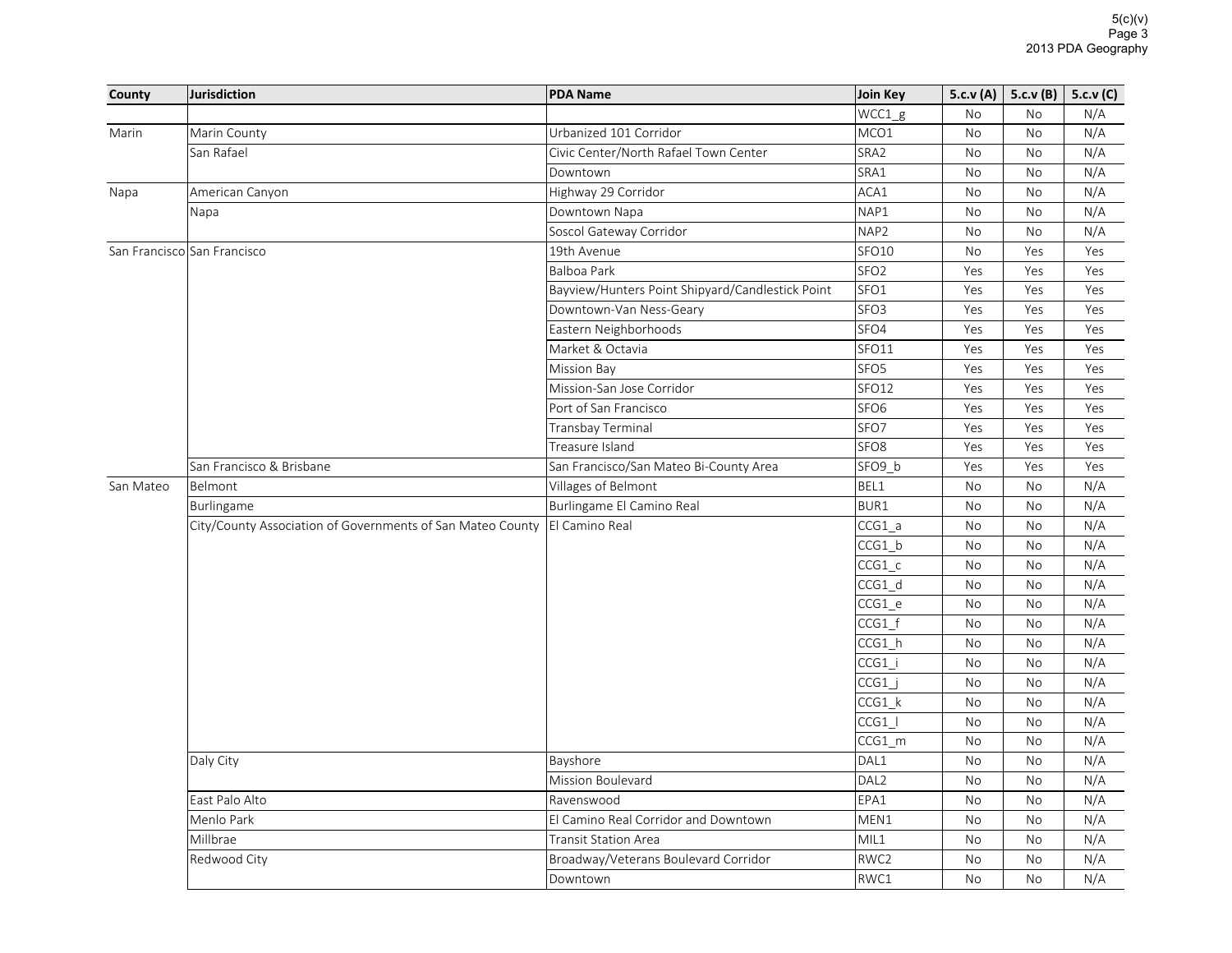| County | Jurisdiction | PDA Name | Join Key | 5.c.v (A) | 5.c.v (B) | 5.c.v (C) |
|---|---|---|---|---|---|---|
| | | | WCC1_g | No | No | N/A |
| Marin | Marin County | Urbanized 101 Corridor | MCO1 | No | No | N/A |
| | San Rafael | Civic Center/North Rafael Town Center | SRA2 | No | No | N/A |
| | | Downtown | SRA1 | No | No | N/A |
| Napa | American Canyon | Highway 29 Corridor | ACA1 | No | No | N/A |
| | Napa | Downtown Napa | NAP1 | No | No | N/A |
| | | Soscol Gateway Corridor | NAP2 | No | No | N/A |
| San Francisco | San Francisco | 19th Avenue | SFO10 | No | Yes | Yes |
| | | Balboa Park | SFO2 | Yes | Yes | Yes |
| | | Bayview/Hunters Point Shipyard/Candlestick Point | SFO1 | Yes | Yes | Yes |
| | | Downtown-Van Ness-Geary | SFO3 | Yes | Yes | Yes |
| | | Eastern Neighborhoods | SFO4 | Yes | Yes | Yes |
| | | Market & Octavia | SFO11 | Yes | Yes | Yes |
| | | Mission Bay | SFO5 | Yes | Yes | Yes |
| | | Mission-San Jose Corridor | SFO12 | Yes | Yes | Yes |
| | | Port of San Francisco | SFO6 | Yes | Yes | Yes |
| | | Transbay Terminal | SFO7 | Yes | Yes | Yes |
| | | Treasure Island | SFO8 | Yes | Yes | Yes |
| | San Francisco & Brisbane | San Francisco/San Mateo Bi-County Area | SFO9_b | Yes | Yes | Yes |
| San Mateo | Belmont | Villages of Belmont | BEL1 | No | No | N/A |
| | Burlingame | Burlingame El Camino Real | BUR1 | No | No | N/A |
| | City/County Association of Governments of San Mateo County | El Camino Real | CCG1_a | No | No | N/A |
| | | | CCG1_b | No | No | N/A |
| | | | CCG1_c | No | No | N/A |
| | | | CCG1_d | No | No | N/A |
| | | | CCG1_e | No | No | N/A |
| | | | CCG1_f | No | No | N/A |
| | | | CCG1_h | No | No | N/A |
| | | | CCG1_i | No | No | N/A |
| | | | CCG1_j | No | No | N/A |
| | | | CCG1_k | No | No | N/A |
| | | | CCG1_l | No | No | N/A |
| | | | CCG1_m | No | No | N/A |
| | Daly City | Bayshore | DAL1 | No | No | N/A |
| | | Mission Boulevard | DAL2 | No | No | N/A |
| | East Palo Alto | Ravenswood | EPA1 | No | No | N/A |
| | Menlo Park | El Camino Real Corridor and Downtown | MEN1 | No | No | N/A |
| | Millbrae | Transit Station Area | MIL1 | No | No | N/A |
| | Redwood City | Broadway/Veterans Boulevard Corridor | RWC2 | No | No | N/A |
| | | Downtown | RWC1 | No | No | N/A |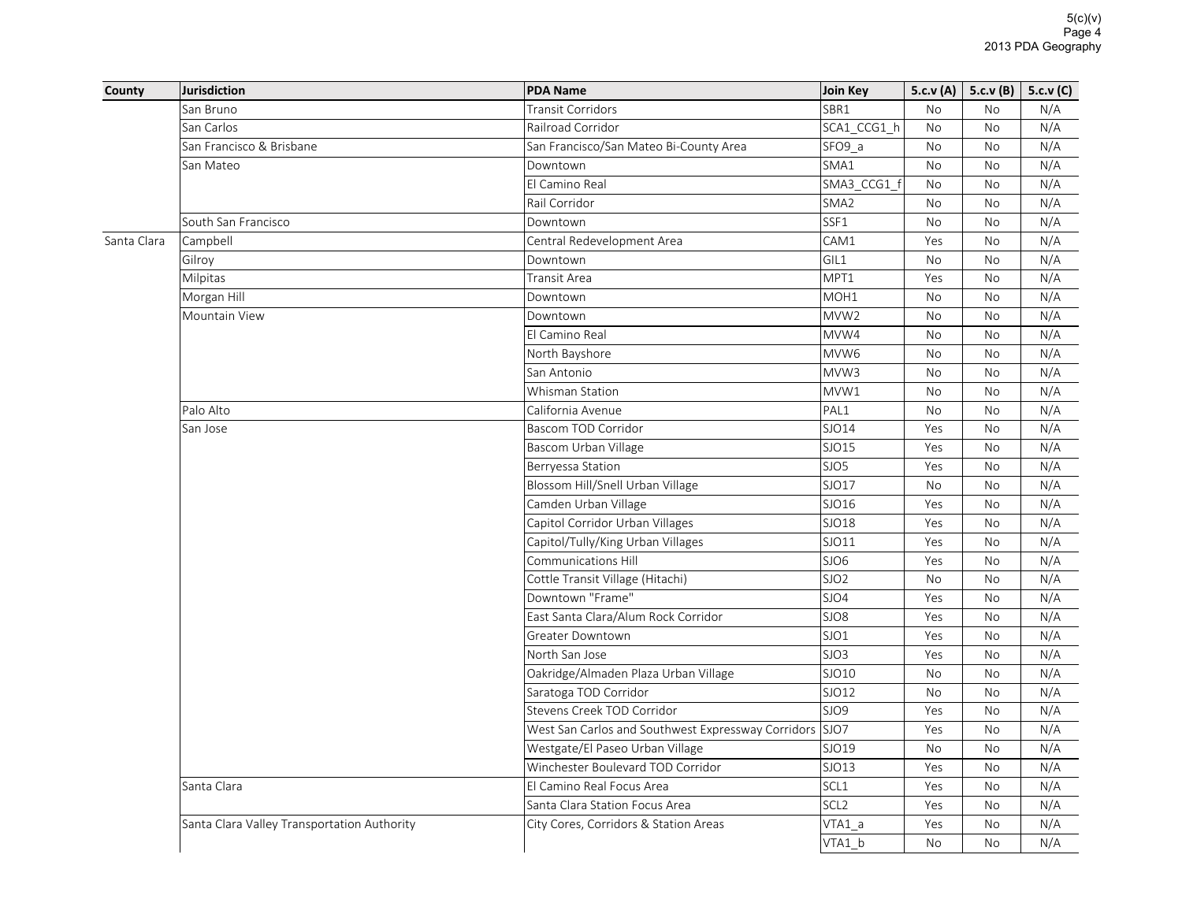| County | Jurisdiction | PDA Name | Join Key | 5.c.v (A) | 5.c.v (B) | 5.c.v (C) |
| --- | --- | --- | --- | --- | --- | --- |
| | San Bruno | Transit Corridors | SBR1 | No | No | N/A |
| | San Carlos | Railroad Corridor | SCA1_CCG1_h | No | No | N/A |
| | San Francisco & Brisbane | San Francisco/San Mateo Bi-County Area | SFO9_a | No | No | N/A |
| | San Mateo | Downtown | SMA1 | No | No | N/A |
| | | El Camino Real | SMA3_CCG1_f | No | No | N/A |
| | | Rail Corridor | SMA2 | No | No | N/A |
| | South San Francisco | Downtown | SSF1 | No | No | N/A |
| Santa Clara | Campbell | Central Redevelopment Area | CAM1 | Yes | No | N/A |
| | Gilroy | Downtown | GIL1 | No | No | N/A |
| | Milpitas | Transit Area | MPT1 | Yes | No | N/A |
| | Morgan Hill | Downtown | MOH1 | No | No | N/A |
| | Mountain View | Downtown | MVW2 | No | No | N/A |
| | | El Camino Real | MVW4 | No | No | N/A |
| | | North Bayshore | MVW6 | No | No | N/A |
| | | San Antonio | MVW3 | No | No | N/A |
| | | Whisman Station | MVW1 | No | No | N/A |
| | Palo Alto | California Avenue | PAL1 | No | No | N/A |
| | San Jose | Bascom TOD Corridor | SJO14 | Yes | No | N/A |
| | | Bascom Urban Village | SJO15 | Yes | No | N/A |
| | | Berryessa Station | SJO5 | Yes | No | N/A |
| | | Blossom Hill/Snell Urban Village | SJO17 | No | No | N/A |
| | | Camden Urban Village | SJO16 | Yes | No | N/A |
| | | Capitol Corridor Urban Villages | SJO18 | Yes | No | N/A |
| | | Capitol/Tully/King Urban Villages | SJO11 | Yes | No | N/A |
| | | Communications Hill | SJO6 | Yes | No | N/A |
| | | Cottle Transit Village (Hitachi) | SJO2 | No | No | N/A |
| | | Downtown "Frame" | SJO4 | Yes | No | N/A |
| | | East Santa Clara/Alum Rock Corridor | SJO8 | Yes | No | N/A |
| | | Greater Downtown | SJO1 | Yes | No | N/A |
| | | North San Jose | SJO3 | Yes | No | N/A |
| | | Oakridge/Almaden Plaza Urban Village | SJO10 | No | No | N/A |
| | | Saratoga TOD Corridor | SJO12 | No | No | N/A |
| | | Stevens Creek TOD Corridor | SJO9 | Yes | No | N/A |
| | | West San Carlos and Southwest Expressway Corridors | SJO7 | Yes | No | N/A |
| | | Westgate/El Paseo Urban Village | SJO19 | No | No | N/A |
| | | Winchester Boulevard TOD Corridor | SJO13 | Yes | No | N/A |
| | Santa Clara | El Camino Real Focus Area | SCL1 | Yes | No | N/A |
| | | Santa Clara Station Focus Area | SCL2 | Yes | No | N/A |
| | Santa Clara Valley Transportation Authority | City Cores, Corridors & Station Areas | VTA1_a | Yes | No | N/A |
| | | | VTA1_b | No | No | N/A |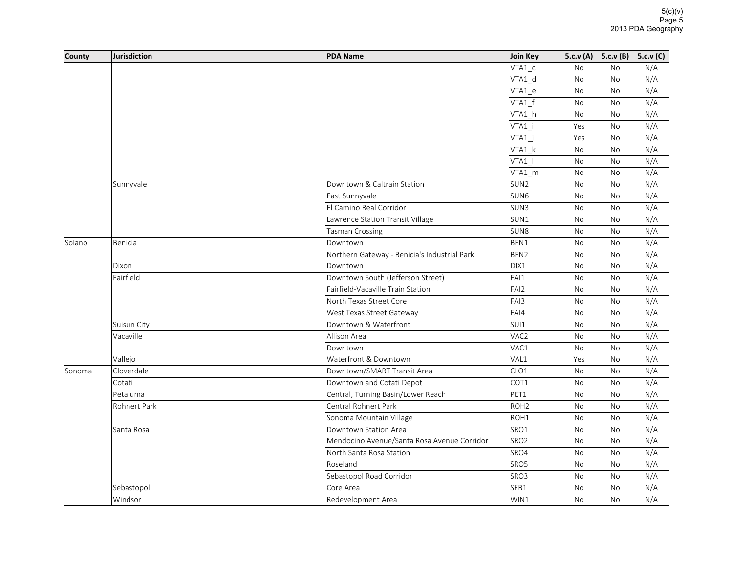| County | Jurisdiction | PDA Name | Join Key | 5.c.v (A) | 5.c.v (B) | 5.c.v (C) |
|---|---|---|---|---|---|---|
| | | | VTA1_c | No | No | N/A |
| | | | VTA1_d | No | No | N/A |
| | | | VTA1_e | No | No | N/A |
| | | | VTA1_f | No | No | N/A |
| | | | VTA1_h | No | No | N/A |
| | | | VTA1_i | Yes | No | N/A |
| | | | VTA1_j | Yes | No | N/A |
| | | | VTA1_k | No | No | N/A |
| | | | VTA1_l | No | No | N/A |
| | | | VTA1_m | No | No | N/A |
| | Sunnyvale | Downtown & Caltrain Station | SUN2 | No | No | N/A |
| | | East Sunnyvale | SUN6 | No | No | N/A |
| | | El Camino Real Corridor | SUN3 | No | No | N/A |
| | | Lawrence Station Transit Village | SUN1 | No | No | N/A |
| | | Tasman Crossing | SUN8 | No | No | N/A |
| Solano | Benicia | Downtown | BEN1 | No | No | N/A |
| | | Northern Gateway - Benicia's Industrial Park | BEN2 | No | No | N/A |
| | Dixon | Downtown | DIX1 | No | No | N/A |
| | Fairfield | Downtown South (Jefferson Street) | FAI1 | No | No | N/A |
| | | Fairfield-Vacaville Train Station | FAI2 | No | No | N/A |
| | | North Texas Street Core | FAI3 | No | No | N/A |
| | | West Texas Street Gateway | FAI4 | No | No | N/A |
| | Suisun City | Downtown & Waterfront | SUI1 | No | No | N/A |
| | Vacaville | Allison Area | VAC2 | No | No | N/A |
| | | Downtown | VAC1 | No | No | N/A |
| | Vallejo | Waterfront & Downtown | VAL1 | Yes | No | N/A |
| Sonoma | Cloverdale | Downtown/SMART Transit Area | CLO1 | No | No | N/A |
| | Cotati | Downtown and Cotati Depot | COT1 | No | No | N/A |
| | Petaluma | Central, Turning Basin/Lower Reach | PET1 | No | No | N/A |
| | Rohnert Park | Central Rohnert Park | ROH2 | No | No | N/A |
| | | Sonoma Mountain Village | ROH1 | No | No | N/A |
| | Santa Rosa | Downtown Station Area | SRO1 | No | No | N/A |
| | | Mendocino Avenue/Santa Rosa Avenue Corridor | SRO2 | No | No | N/A |
| | | North Santa Rosa Station | SRO4 | No | No | N/A |
| | | Roseland | SRO5 | No | No | N/A |
| | | Sebastopol Road Corridor | SRO3 | No | No | N/A |
| | Sebastopol | Core Area | SEB1 | No | No | N/A |
| | Windsor | Redevelopment Area | WIN1 | No | No | N/A |